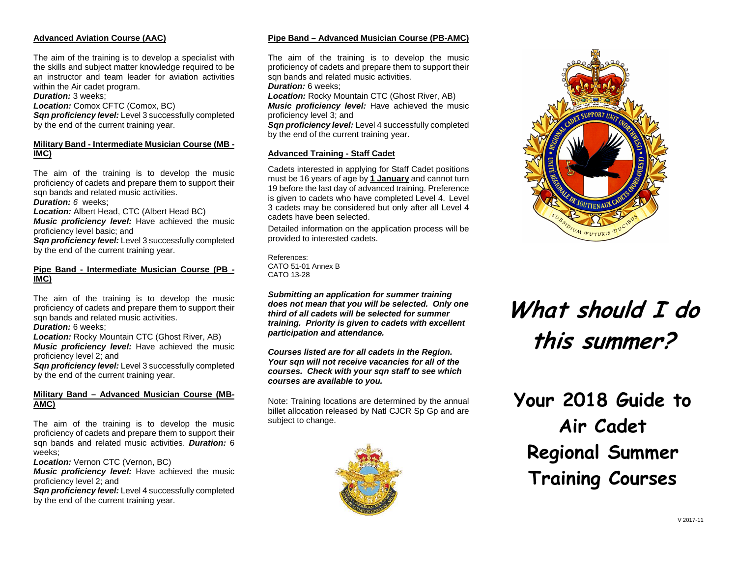### Advanced Aviation Course (AAC)

The aim of the training is to develop a specialist with the skills and subject matter knowledge required to be an instructor and team leader for aviation activities within the Air cadet program.

***Duration:*** 3 weeks;
***Location:*** Comox CFTC (Comox, BC)
***Sqn proficiency level:*** Level 3 successfully completed by the end of the current training year.

### Military Band - Intermediate Musician Course (MB - IMC)

The aim of the training is to develop the music proficiency of cadets and prepare them to support their sqn bands and related music activities.

***Duration:*** *6* weeks;
***Location:*** Albert Head, CTC (Albert Head BC)
***Music proficiency level:*** Have achieved the music proficiency level basic; and
***Sqn proficiency level:*** Level 3 successfully completed by the end of the current training year.

### Pipe Band - Intermediate Musician Course (PB - IMC)

The aim of the training is to develop the music proficiency of cadets and prepare them to support their sqn bands and related music activities.

***Duration:*** 6 weeks;
***Location:*** Rocky Mountain CTC (Ghost River, AB)
***Music proficiency level:*** Have achieved the music proficiency level 2; and
***Sqn proficiency level:*** Level 3 successfully completed by the end of the current training year.

### Military Band – Advanced Musician Course (MB-AMC)

The aim of the training is to develop the music proficiency of cadets and prepare them to support their sqn bands and related music activities. ***Duration:*** 6 weeks;
***Location:*** Vernon CTC (Vernon, BC)
***Music proficiency level:*** Have achieved the music proficiency level 2; and
***Sqn proficiency level:*** Level 4 successfully completed by the end of the current training year.

### Pipe Band – Advanced Musician Course (PB-AMC)

The aim of the training is to develop the music proficiency of cadets and prepare them to support their sqn bands and related music activities.

***Duration:*** 6 weeks;
***Location:*** Rocky Mountain CTC (Ghost River, AB)
***Music proficiency level:*** Have achieved the music proficiency level 3; and
***Sqn proficiency level:*** Level 4 successfully completed by the end of the current training year.

### Advanced Training - Staff Cadet

Cadets interested in applying for Staff Cadet positions must be 16 years of age by **1 January** and cannot turn 19 before the last day of advanced training. Preference is given to cadets who have completed Level 4. Level 3 cadets may be considered but only after all Level 4 cadets have been selected.

Detailed information on the application process will be provided to interested cadets.

References:
CATO 51-01 Annex B
CATO 13-28

***Submitting an application for summer training does not mean that you will be selected. Only one third of all cadets will be selected for summer training. Priority is given to cadets with excellent participation and attendance.***

***Courses listed are for all cadets in the Region. Your sqn will not receive vacancies for all of the courses. Check with your sqn staff to see which courses are available to you.***

Note: Training locations are determined by the annual billet allocation released by Natl CJCR Sp Gp and are subject to change.

# *What should I do this summer?*

# Your 2018 Guide to Air Cadet Regional Summer Training Courses

V 2017-11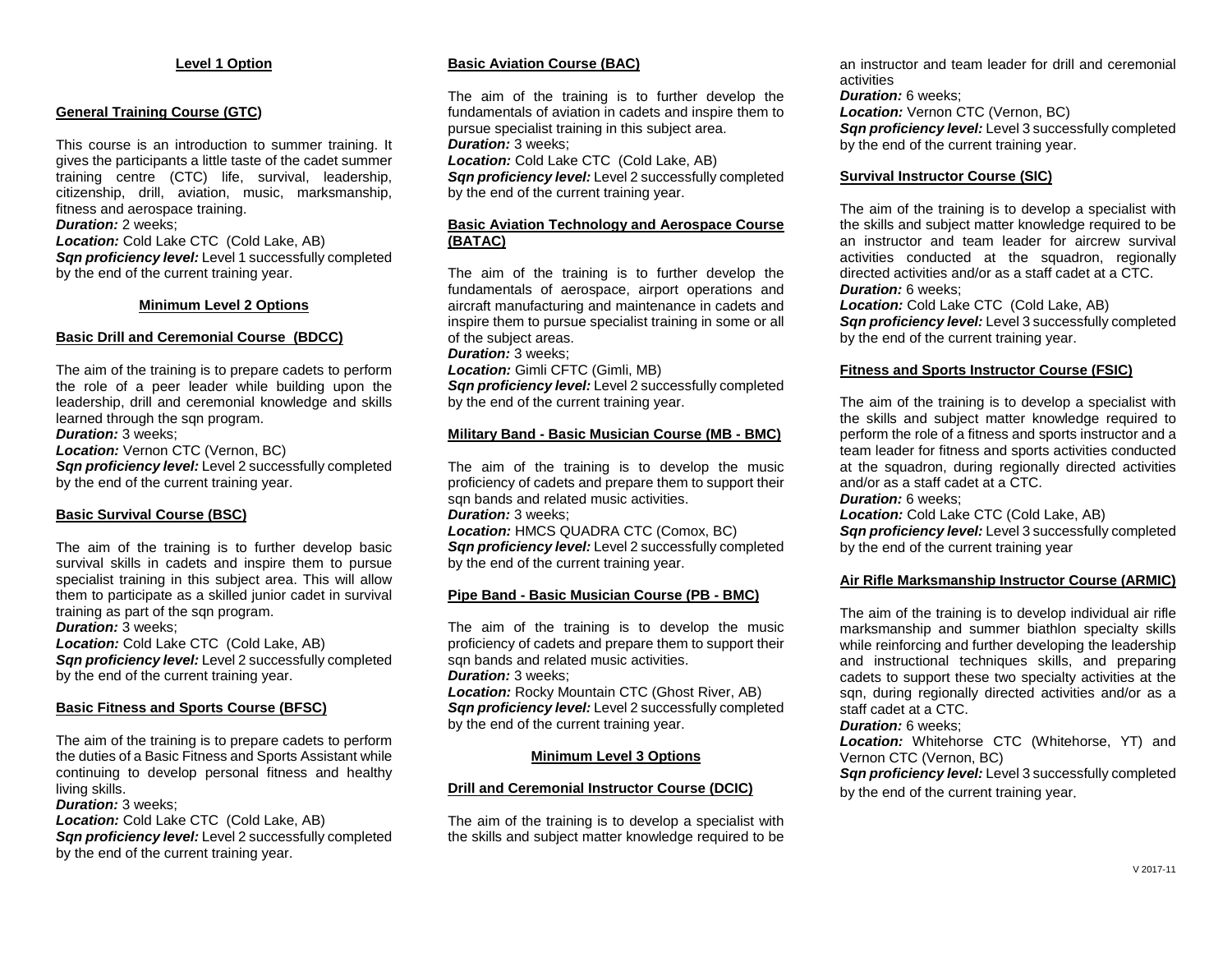## Level 1 Option

### General Training Course (GTC)

This course is an introduction to summer training. It gives the participants a little taste of the cadet summer training centre (CTC) life, survival, leadership, citizenship, drill, aviation, music, marksmanship, fitness and aerospace training.

***Duration:*** 2 weeks;

***Location:*** Cold Lake CTC (Cold Lake, AB)

***Sqn proficiency level:*** Level 1 successfully completed by the end of the current training year.

## Minimum Level 2 Options

### Basic Drill and Ceremonial Course (BDCC)

The aim of the training is to prepare cadets to perform the role of a peer leader while building upon the leadership, drill and ceremonial knowledge and skills learned through the sqn program.

***Duration:*** 3 weeks;

***Location:*** Vernon CTC (Vernon, BC)

***Sqn proficiency level:*** Level 2 successfully completed by the end of the current training year.

### Basic Survival Course (BSC)

The aim of the training is to further develop basic survival skills in cadets and inspire them to pursue specialist training in this subject area. This will allow them to participate as a skilled junior cadet in survival training as part of the sqn program.

***Duration:*** 3 weeks;

***Location:*** Cold Lake CTC (Cold Lake, AB)

***Sqn proficiency level:*** Level 2 successfully completed by the end of the current training year.

### Basic Fitness and Sports Course (BFSC)

The aim of the training is to prepare cadets to perform the duties of a Basic Fitness and Sports Assistant while continuing to develop personal fitness and healthy living skills.

***Duration:*** 3 weeks;

***Location:*** Cold Lake CTC (Cold Lake, AB)

***Sqn proficiency level:*** Level 2 successfully completed by the end of the current training year.

### Basic Aviation Course (BAC)

The aim of the training is to further develop the fundamentals of aviation in cadets and inspire them to pursue specialist training in this subject area.

***Duration:*** 3 weeks;

***Location:*** Cold Lake CTC (Cold Lake, AB)

***Sqn proficiency level:*** Level 2 successfully completed by the end of the current training year.

### Basic Aviation Technology and Aerospace Course (BATAC)

The aim of the training is to further develop the fundamentals of aerospace, airport operations and aircraft manufacturing and maintenance in cadets and inspire them to pursue specialist training in some or all of the subject areas.

***Duration:*** 3 weeks;

***Location:*** Gimli CFTC (Gimli, MB)

***Sqn proficiency level:*** Level 2 successfully completed by the end of the current training year.

### Military Band - Basic Musician Course (MB - BMC)

The aim of the training is to develop the music proficiency of cadets and prepare them to support their sqn bands and related music activities.

***Duration:*** 3 weeks;

***Location:*** HMCS QUADRA CTC (Comox, BC)

***Sqn proficiency level:*** Level 2 successfully completed by the end of the current training year.

### Pipe Band - Basic Musician Course (PB - BMC)

The aim of the training is to develop the music proficiency of cadets and prepare them to support their sqn bands and related music activities.

***Duration:*** 3 weeks;

***Location:*** Rocky Mountain CTC (Ghost River, AB)

***Sqn proficiency level:*** Level 2 successfully completed by the end of the current training year.

## Minimum Level 3 Options

### Drill and Ceremonial Instructor Course (DCIC)

The aim of the training is to develop a specialist with the skills and subject matter knowledge required to be an instructor and team leader for drill and ceremonial activities

***Duration:*** 6 weeks;

***Location:*** Vernon CTC (Vernon, BC)

***Sqn proficiency level:*** Level 3 successfully completed by the end of the current training year.

### Survival Instructor Course (SIC)

The aim of the training is to develop a specialist with the skills and subject matter knowledge required to be an instructor and team leader for aircrew survival activities conducted at the squadron, regionally directed activities and/or as a staff cadet at a CTC.

***Duration:*** 6 weeks;

***Location:*** Cold Lake CTC (Cold Lake, AB)

***Sqn proficiency level:*** Level 3 successfully completed by the end of the current training year.

### Fitness and Sports Instructor Course (FSIC)

The aim of the training is to develop a specialist with the skills and subject matter knowledge required to perform the role of a fitness and sports instructor and a team leader for fitness and sports activities conducted at the squadron, during regionally directed activities and/or as a staff cadet at a CTC.

***Duration:*** 6 weeks;

***Location:*** Cold Lake CTC (Cold Lake, AB)

***Sqn proficiency level:*** Level 3 successfully completed by the end of the current training year

### Air Rifle Marksmanship Instructor Course (ARMIC)

The aim of the training is to develop individual air rifle marksmanship and summer biathlon specialty skills while reinforcing and further developing the leadership and instructional techniques skills, and preparing cadets to support these two specialty activities at the sqn, during regionally directed activities and/or as a staff cadet at a CTC.

***Duration:*** 6 weeks;

***Location:*** Whitehorse CTC (Whitehorse, YT) and Vernon CTC (Vernon, BC)

***Sqn proficiency level:*** Level 3 successfully completed by the end of the current training year.

V 2017-11